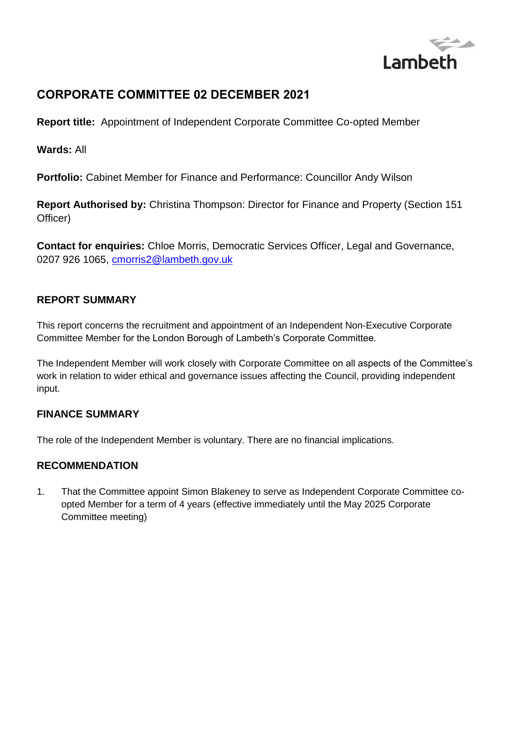Lambeth

# CORPORATE COMMITTEE 02 DECEMBER 2021

**Report title:** Appointment of Independent Corporate Committee Co-opted Member

**Wards:** All

**Portfolio:** Cabinet Member for Finance and Performance: Councillor Andy Wilson

**Report Authorised by:** Christina Thompson: Director for Finance and Property (Section 151 Officer)

**Contact for enquiries:** Chloe Morris, Democratic Services Officer, Legal and Governance, 0207 926 1065, cmorris2@lambeth.gov.uk

## REPORT SUMMARY

This report concerns the recruitment and appointment of an Independent Non-Executive Corporate Committee Member for the London Borough of Lambeth's Corporate Committee.

The Independent Member will work closely with Corporate Committee on all aspects of the Committee's work in relation to wider ethical and governance issues affecting the Council, providing independent input.

## FINANCE SUMMARY

The role of the Independent Member is voluntary. There are no financial implications.

## RECOMMENDATION

1. That the Committee appoint Simon Blakeney to serve as Independent Corporate Committee co-opted Member for a term of 4 years (effective immediately until the May 2025 Corporate Committee meeting)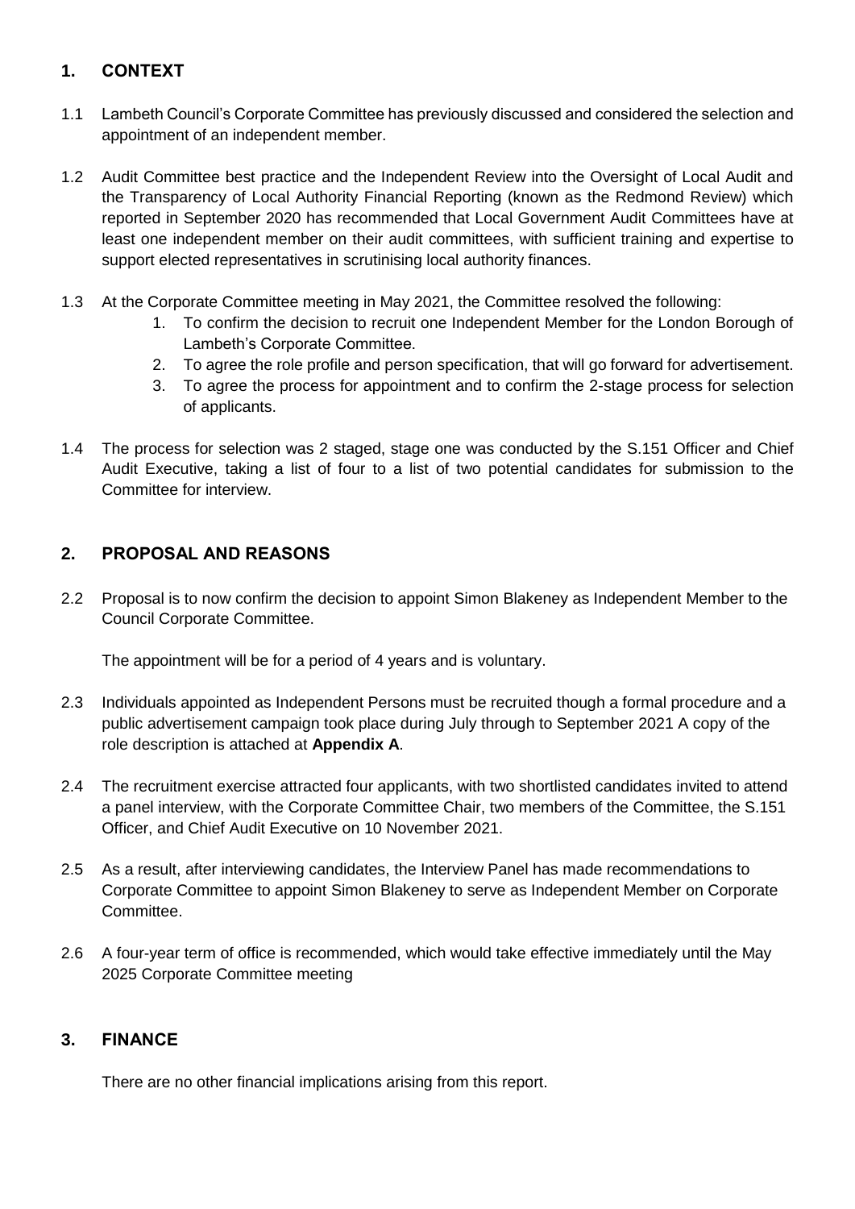## 1. CONTEXT

1.1 Lambeth Council's Corporate Committee has previously discussed and considered the selection and appointment of an independent member.

1.2 Audit Committee best practice and the Independent Review into the Oversight of Local Audit and the Transparency of Local Authority Financial Reporting (known as the Redmond Review) which reported in September 2020 has recommended that Local Government Audit Committees have at least one independent member on their audit committees, with sufficient training and expertise to support elected representatives in scrutinising local authority finances.

1.3 At the Corporate Committee meeting in May 2021, the Committee resolved the following:

1. To confirm the decision to recruit one Independent Member for the London Borough of Lambeth's Corporate Committee.
2. To agree the role profile and person specification, that will go forward for advertisement.
3. To agree the process for appointment and to confirm the 2-stage process for selection of applicants.

1.4 The process for selection was 2 staged, stage one was conducted by the S.151 Officer and Chief Audit Executive, taking a list of four to a list of two potential candidates for submission to the Committee for interview.

## 2. PROPOSAL AND REASONS

2.2 Proposal is to now confirm the decision to appoint Simon Blakeney as Independent Member to the Council Corporate Committee.

The appointment will be for a period of 4 years and is voluntary.

2.3 Individuals appointed as Independent Persons must be recruited though a formal procedure and a public advertisement campaign took place during July through to September 2021 A copy of the role description is attached at **Appendix A**.

2.4 The recruitment exercise attracted four applicants, with two shortlisted candidates invited to attend a panel interview, with the Corporate Committee Chair, two members of the Committee, the S.151 Officer, and Chief Audit Executive on 10 November 2021.

2.5 As a result, after interviewing candidates, the Interview Panel has made recommendations to Corporate Committee to appoint Simon Blakeney to serve as Independent Member on Corporate Committee.

2.6 A four-year term of office is recommended, which would take effective immediately until the May 2025 Corporate Committee meeting

## 3. FINANCE

There are no other financial implications arising from this report.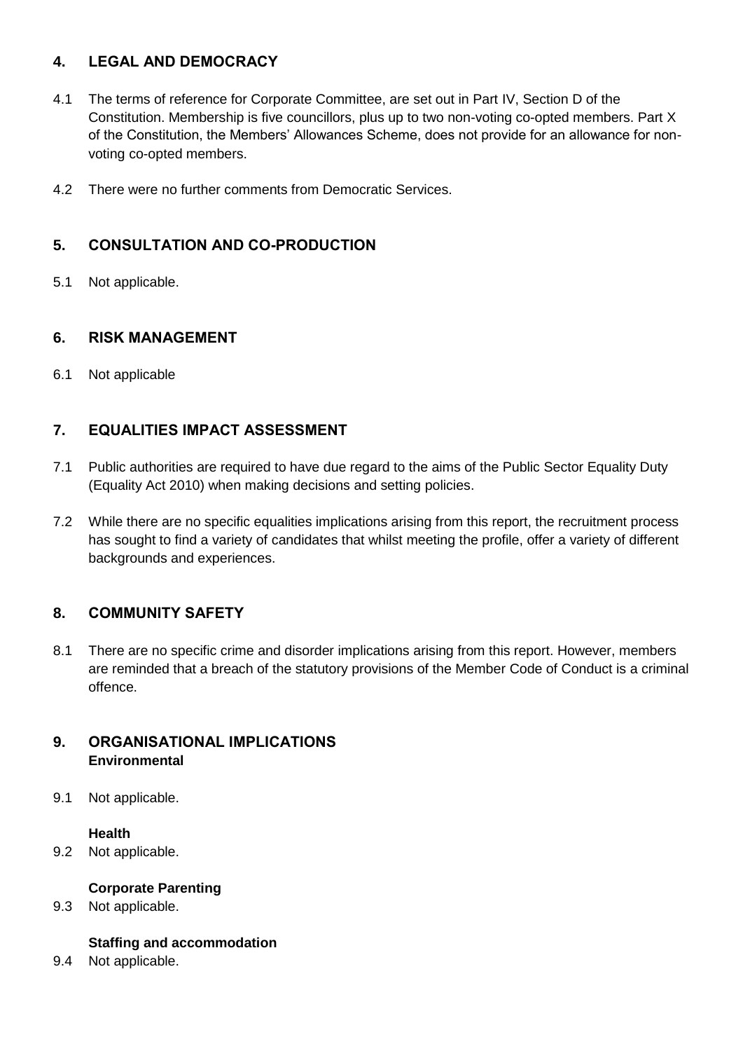## 4. LEGAL AND DEMOCRACY

4.1 The terms of reference for Corporate Committee, are set out in Part IV, Section D of the Constitution. Membership is five councillors, plus up to two non-voting co-opted members. Part X of the Constitution, the Members' Allowances Scheme, does not provide for an allowance for non-voting co-opted members.

4.2 There were no further comments from Democratic Services.

## 5. CONSULTATION AND CO-PRODUCTION

5.1 Not applicable.

## 6. RISK MANAGEMENT

6.1 Not applicable

## 7. EQUALITIES IMPACT ASSESSMENT

7.1 Public authorities are required to have due regard to the aims of the Public Sector Equality Duty (Equality Act 2010) when making decisions and setting policies.

7.2 While there are no specific equalities implications arising from this report, the recruitment process has sought to find a variety of candidates that whilst meeting the profile, offer a variety of different backgrounds and experiences.

## 8. COMMUNITY SAFETY

8.1 There are no specific crime and disorder implications arising from this report. However, members are reminded that a breach of the statutory provisions of the Member Code of Conduct is a criminal offence.

## 9. ORGANISATIONAL IMPLICATIONS

**Environmental**

9.1 Not applicable.

**Health**

9.2 Not applicable.

**Corporate Parenting**

9.3 Not applicable.

**Staffing and accommodation**

9.4 Not applicable.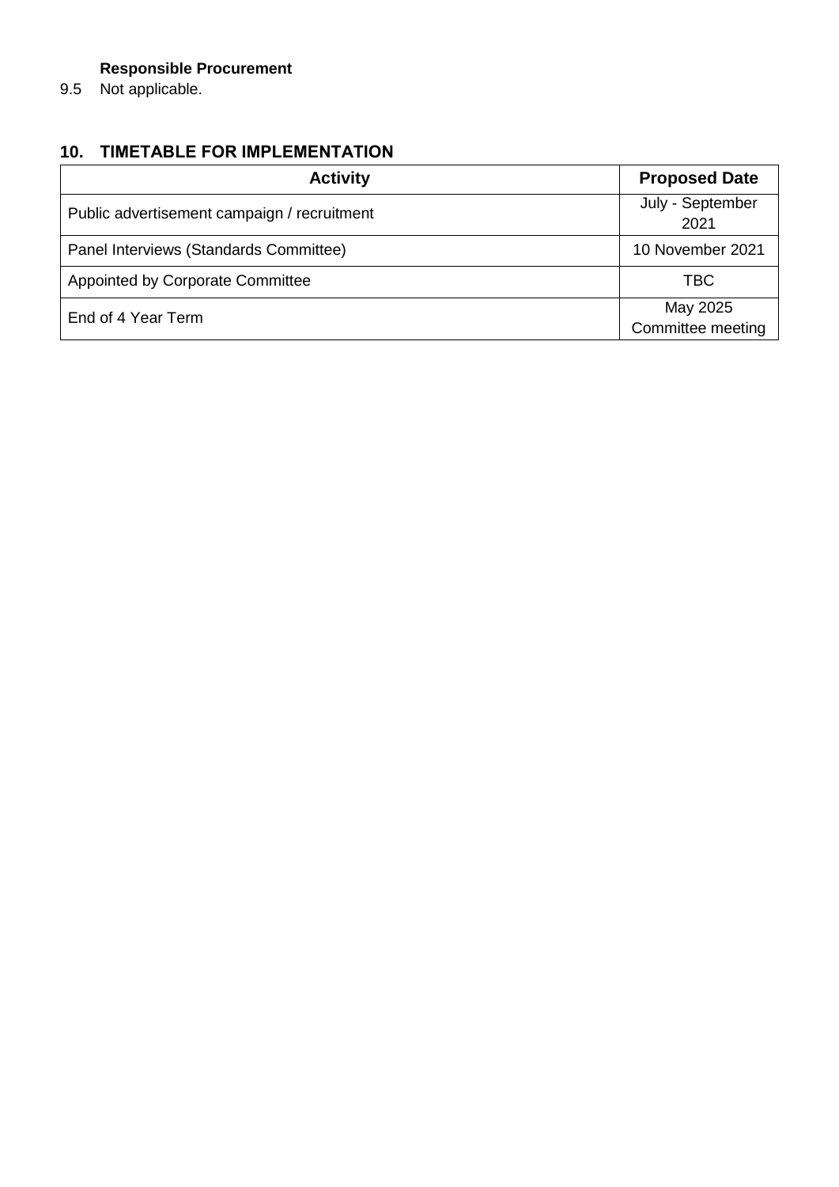**Responsible Procurement**

9.5 Not applicable.

## 10. TIMETABLE FOR IMPLEMENTATION

| Activity | Proposed Date |
|---|---|
| Public advertisement campaign / recruitment | July - September 2021 |
| Panel Interviews (Standards Committee) | 10 November 2021 |
| Appointed by Corporate Committee | TBC |
| End of 4 Year Term | May 2025 Committee meeting |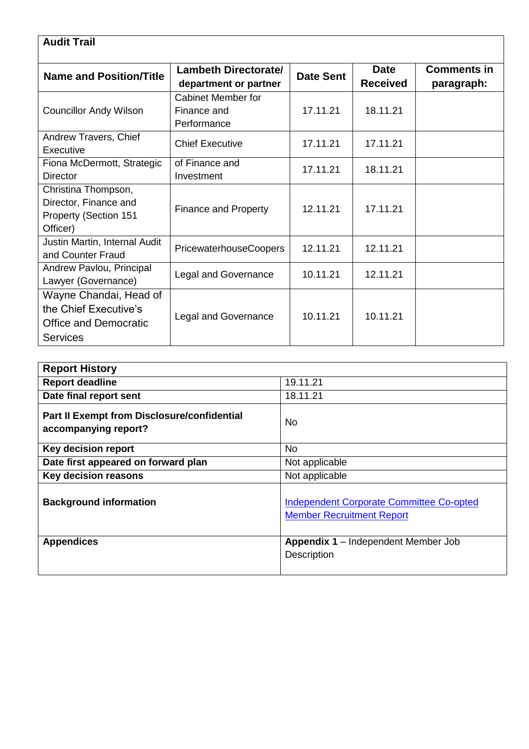**Audit Trail**

| Name and Position/Title | Lambeth Directorate/ department or partner | Date Sent | Date Received | Comments in paragraph: |
|---|---|---|---|---|
| Councillor Andy Wilson | Cabinet Member for Finance and Performance | 17.11.21 | 18.11.21 | |
| Andrew Travers, Chief Executive | Chief Executive | 17.11.21 | 17.11.21 | |
| Fiona McDermott, Strategic Director | of Finance and Investment | 17.11.21 | 18.11.21 | |
| Christina Thompson, Director, Finance and Property (Section 151 Officer) | Finance and Property | 12.11.21 | 17.11.21 | |
| Justin Martin, Internal Audit and Counter Fraud | PricewaterhouseCoopers | 12.11.21 | 12.11.21 | |
| Andrew Pavlou, Principal Lawyer (Governance) | Legal and Governance | 10.11.21 | 12.11.21 | |
| Wayne Chandai, Head of the Chief Executive's Office and Democratic Services | Legal and Governance | 10.11.21 | 10.11.21 | |

| **Report History** | |
|---|---|
| **Report deadline** | 19.11.21 |
| **Date final report sent** | 18.11.21 |
| **Part II Exempt from Disclosure/confidential accompanying report?** | No |
| **Key decision report** | No |
| **Date first appeared on forward plan** | Not applicable |
| **Key decision reasons** | Not applicable |
| **Background information** | Independent Corporate Committee Co-opted Member Recruitment Report |
| **Appendices** | **Appendix 1** – Independent Member Job Description |